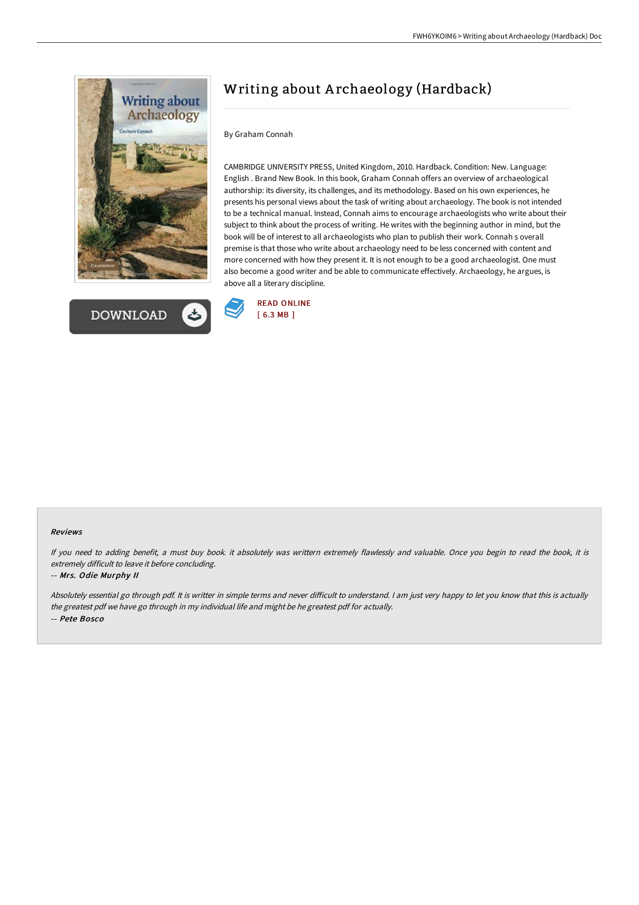# Writing about Archaeology (Hardback)

By Graham Connah

CAMBRIDGE UNIVERSITY PRESS, United Kingdom, 2010. Hardback. Condition: New. Language: English . Brand New Book. In this book, Graham Connah offers an overview of archaeological authorship: its diversity, its challenges, and its methodology. Based on his own experiences, he presents his personal views about the task of writing about archaeology. The book is not intended to be a technical manual. Instead, Connah aims to encourage archaeologists who write about their subject to think about the process of writing. He writes with the beginning author in mind, but the book will be of interest to all archaeologists who plan to publish their work. Connah s overall premise is that those who write about archaeology need to be less concerned with content and more concerned with how they present it. It is not enough to be a good archaeologist. One must also become a good writer and be able to communicate effectively. Archaeology, he argues, is above all a literary discipline.

DOWNLOAD

READ ONLINE
[ 6.3 MB ]

### Reviews

*If you need to adding benefit, a must buy book. it absolutely was writtern extremely flawlessly and valuable. Once you begin to read the book, it is extremely difficult to leave it before concluding.*

*-- Mrs. Odie Murphy II*

*Absolutely essential go through pdf. It is writter in simple terms and never difficult to understand. I am just very happy to let you know that this is actually the greatest pdf we have go through in my individual life and might be he greatest pdf for actually.*

*-- Pete Bosco*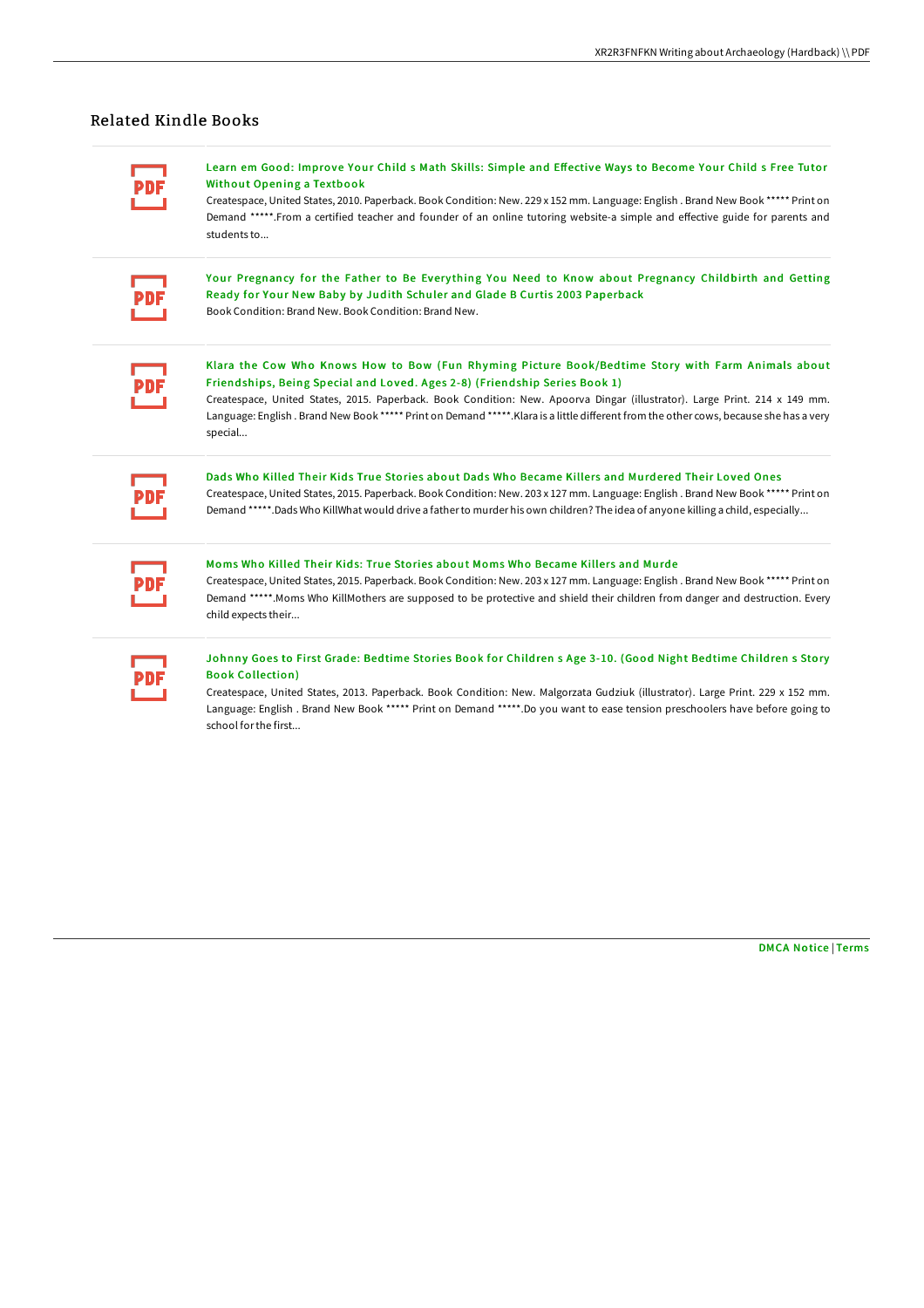## Related Kindle Books

**Learn em Good: Improve Your Child s Math Skills: Simple and Effective Ways to Become Your Child s Free Tutor Without Opening a Textbook**

Createspace, United States, 2010. Paperback. Book Condition: New. 229 x 152 mm. Language: English . Brand New Book ***** Print on Demand *****.From a certified teacher and founder of an online tutoring website-a simple and effective guide for parents and students to...

**Your Pregnancy for the Father to Be Everything You Need to Know about Pregnancy Childbirth and Getting Ready for Your New Baby by Judith Schuler and Glade B Curtis 2003 Paperback**

Book Condition: Brand New. Book Condition: Brand New.

**Klara the Cow Who Knows How to Bow (Fun Rhyming Picture Book/Bedtime Story with Farm Animals about Friendships, Being Special and Loved. Ages 2-8) (Friendship Series Book 1)**

Createspace, United States, 2015. Paperback. Book Condition: New. Apoorva Dingar (illustrator). Large Print. 214 x 149 mm. Language: English . Brand New Book ***** Print on Demand *****.Klara is a little different from the other cows, because she has a very special...

**Dads Who Killed Their Kids True Stories about Dads Who Became Killers and Murdered Their Loved Ones**

Createspace, United States, 2015. Paperback. Book Condition: New. 203 x 127 mm. Language: English . Brand New Book ***** Print on Demand *****.Dads Who KillWhat would drive a father to murder his own children? The idea of anyone killing a child, especially...

**Moms Who Killed Their Kids: True Stories about Moms Who Became Killers and Murde**

Createspace, United States, 2015. Paperback. Book Condition: New. 203 x 127 mm. Language: English . Brand New Book ***** Print on Demand *****.Moms Who KillMothers are supposed to be protective and shield their children from danger and destruction. Every child expects their...

**Johnny Goes to First Grade: Bedtime Stories Book for Children s Age 3-10. (Good Night Bedtime Children s Story Book Collection)**

Createspace, United States, 2013. Paperback. Book Condition: New. Malgorzata Gudziuk (illustrator). Large Print. 229 x 152 mm. Language: English . Brand New Book ***** Print on Demand *****.Do you want to ease tension preschoolers have before going to school for the first...